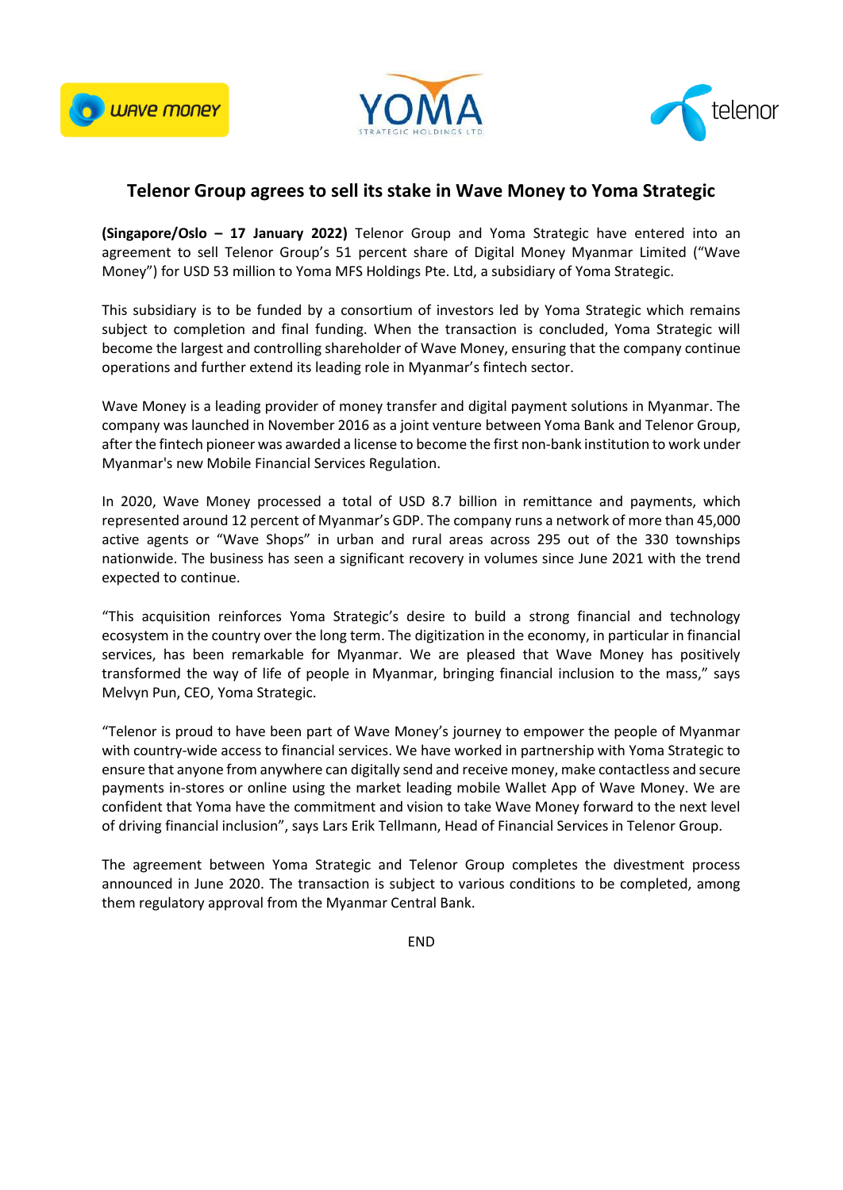# Telenor Group agrees to sell its stake in Wave Money to Yoma Strategic

**(Singapore/Oslo – 17 January 2022)** Telenor Group and Yoma Strategic have entered into an agreement to sell Telenor Group's 51 percent share of Digital Money Myanmar Limited ("Wave Money") for USD 53 million to Yoma MFS Holdings Pte. Ltd, a subsidiary of Yoma Strategic.

This subsidiary is to be funded by a consortium of investors led by Yoma Strategic which remains subject to completion and final funding. When the transaction is concluded, Yoma Strategic will become the largest and controlling shareholder of Wave Money, ensuring that the company continue operations and further extend its leading role in Myanmar's fintech sector.

Wave Money is a leading provider of money transfer and digital payment solutions in Myanmar. The company was launched in November 2016 as a joint venture between Yoma Bank and Telenor Group, after the fintech pioneer was awarded a license to become the first non-bank institution to work under Myanmar's new Mobile Financial Services Regulation.

In 2020, Wave Money processed a total of USD 8.7 billion in remittance and payments, which represented around 12 percent of Myanmar's GDP. The company runs a network of more than 45,000 active agents or "Wave Shops" in urban and rural areas across 295 out of the 330 townships nationwide. The business has seen a significant recovery in volumes since June 2021 with the trend expected to continue.

"This acquisition reinforces Yoma Strategic's desire to build a strong financial and technology ecosystem in the country over the long term. The digitization in the economy, in particular in financial services, has been remarkable for Myanmar. We are pleased that Wave Money has positively transformed the way of life of people in Myanmar, bringing financial inclusion to the mass," says Melvyn Pun, CEO, Yoma Strategic.

"Telenor is proud to have been part of Wave Money's journey to empower the people of Myanmar with country-wide access to financial services. We have worked in partnership with Yoma Strategic to ensure that anyone from anywhere can digitally send and receive money, make contactless and secure payments in-stores or online using the market leading mobile Wallet App of Wave Money. We are confident that Yoma have the commitment and vision to take Wave Money forward to the next level of driving financial inclusion", says Lars Erik Tellmann, Head of Financial Services in Telenor Group.

The agreement between Yoma Strategic and Telenor Group completes the divestment process announced in June 2020. The transaction is subject to various conditions to be completed, among them regulatory approval from the Myanmar Central Bank.

END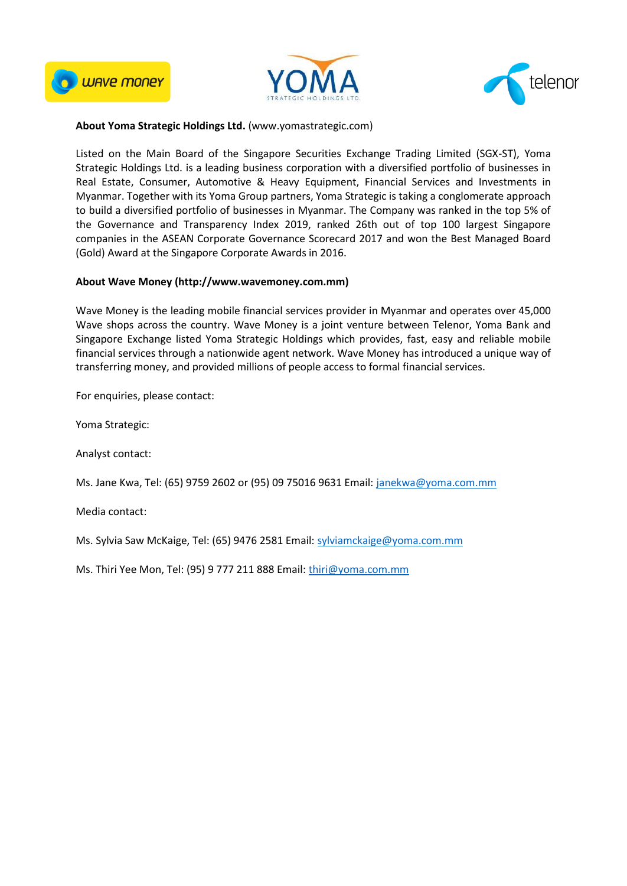**About Yoma Strategic Holdings Ltd.** (www.yomastrategic.com)

Listed on the Main Board of the Singapore Securities Exchange Trading Limited (SGX-ST), Yoma Strategic Holdings Ltd. is a leading business corporation with a diversified portfolio of businesses in Real Estate, Consumer, Automotive & Heavy Equipment, Financial Services and Investments in Myanmar. Together with its Yoma Group partners, Yoma Strategic is taking a conglomerate approach to build a diversified portfolio of businesses in Myanmar. The Company was ranked in the top 5% of the Governance and Transparency Index 2019, ranked 26th out of top 100 largest Singapore companies in the ASEAN Corporate Governance Scorecard 2017 and won the Best Managed Board (Gold) Award at the Singapore Corporate Awards in 2016.

**About Wave Money (http://www.wavemoney.com.mm)**

Wave Money is the leading mobile financial services provider in Myanmar and operates over 45,000 Wave shops across the country. Wave Money is a joint venture between Telenor, Yoma Bank and Singapore Exchange listed Yoma Strategic Holdings which provides, fast, easy and reliable mobile financial services through a nationwide agent network. Wave Money has introduced a unique way of transferring money, and provided millions of people access to formal financial services.

For enquiries, please contact:

Yoma Strategic:

Analyst contact:

Ms. Jane Kwa, Tel: (65) 9759 2602 or (95) 09 75016 9631 Email: janekwa@yoma.com.mm

Media contact:

Ms. Sylvia Saw McKaige, Tel: (65) 9476 2581 Email: sylviamckaige@yoma.com.mm

Ms. Thiri Yee Mon, Tel: (95) 9 777 211 888 Email: thiri@yoma.com.mm